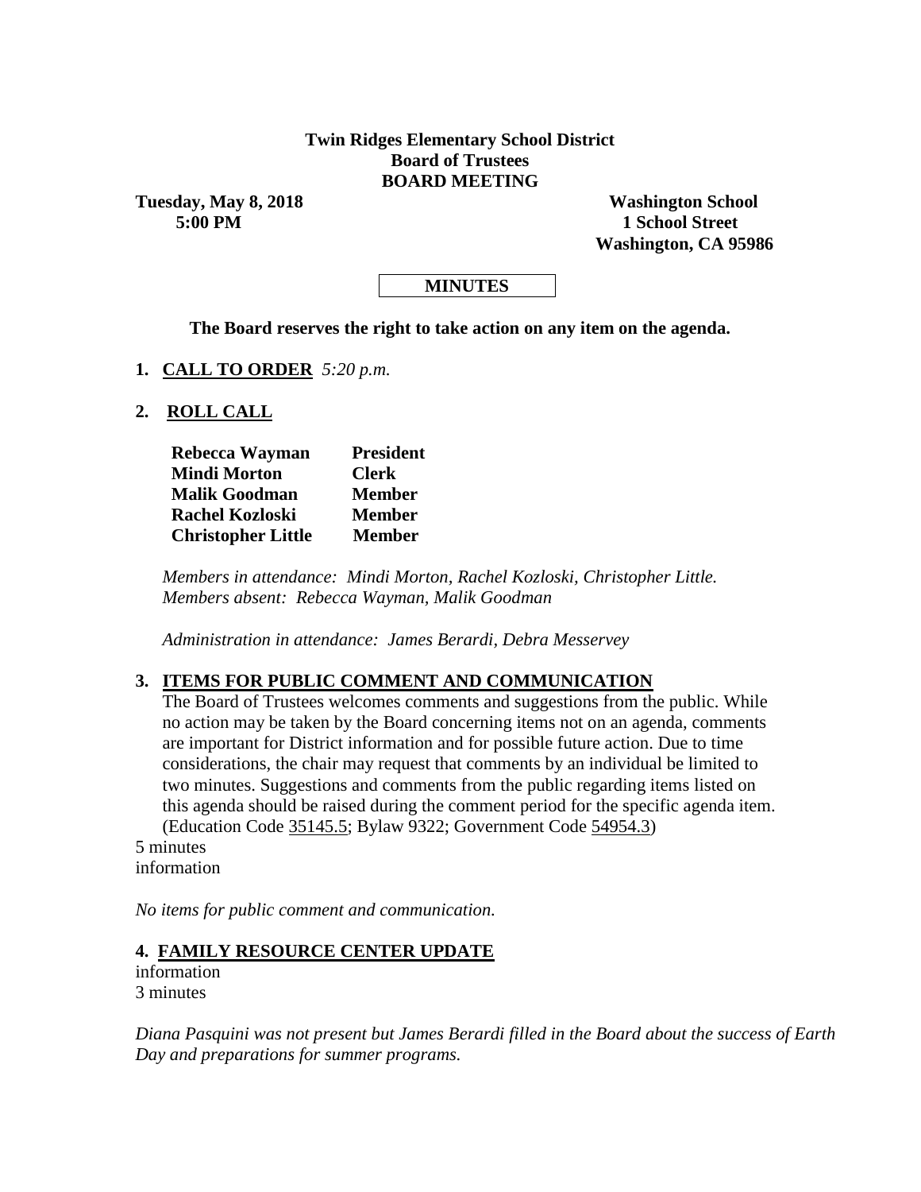**Twin Ridges Elementary School District**
**Board of Trustees**
**BOARD MEETING**

**Tuesday, May 8, 2018**
**5:00 PM**

**Washington School**
**1 School Street**
**Washington, CA 95986**

**MINUTES**

**The Board reserves the right to take action on any item on the agenda.**

1. **CALL TO ORDER** *5:20 p.m.*

2. **ROLL CALL**

| | |
|---|---|
| **Rebecca Wayman** | **President** |
| **Mindi Morton** | **Clerk** |
| **Malik Goodman** | **Member** |
| **Rachel Kozloski** | **Member** |
| **Christopher Little** | **Member** |

*Members in attendance: Mindi Morton, Rachel Kozloski, Christopher Little.*
*Members absent: Rebecca Wayman, Malik Goodman*

*Administration in attendance: James Berardi, Debra Messervey*

3. **ITEMS FOR PUBLIC COMMENT AND COMMUNICATION**
The Board of Trustees welcomes comments and suggestions from the public. While no action may be taken by the Board concerning items not on an agenda, comments are important for District information and for possible future action. Due to time considerations, the chair may request that comments by an individual be limited to two minutes. Suggestions and comments from the public regarding items listed on this agenda should be raised during the comment period for the specific agenda item. (Education Code 35145.5; Bylaw 9322; Government Code 54954.3)

5 minutes
information

*No items for public comment and communication.*

4. **FAMILY RESOURCE CENTER UPDATE**

information
3 minutes

*Diana Pasquini was not present but James Berardi filled in the Board about the success of Earth Day and preparations for summer programs.*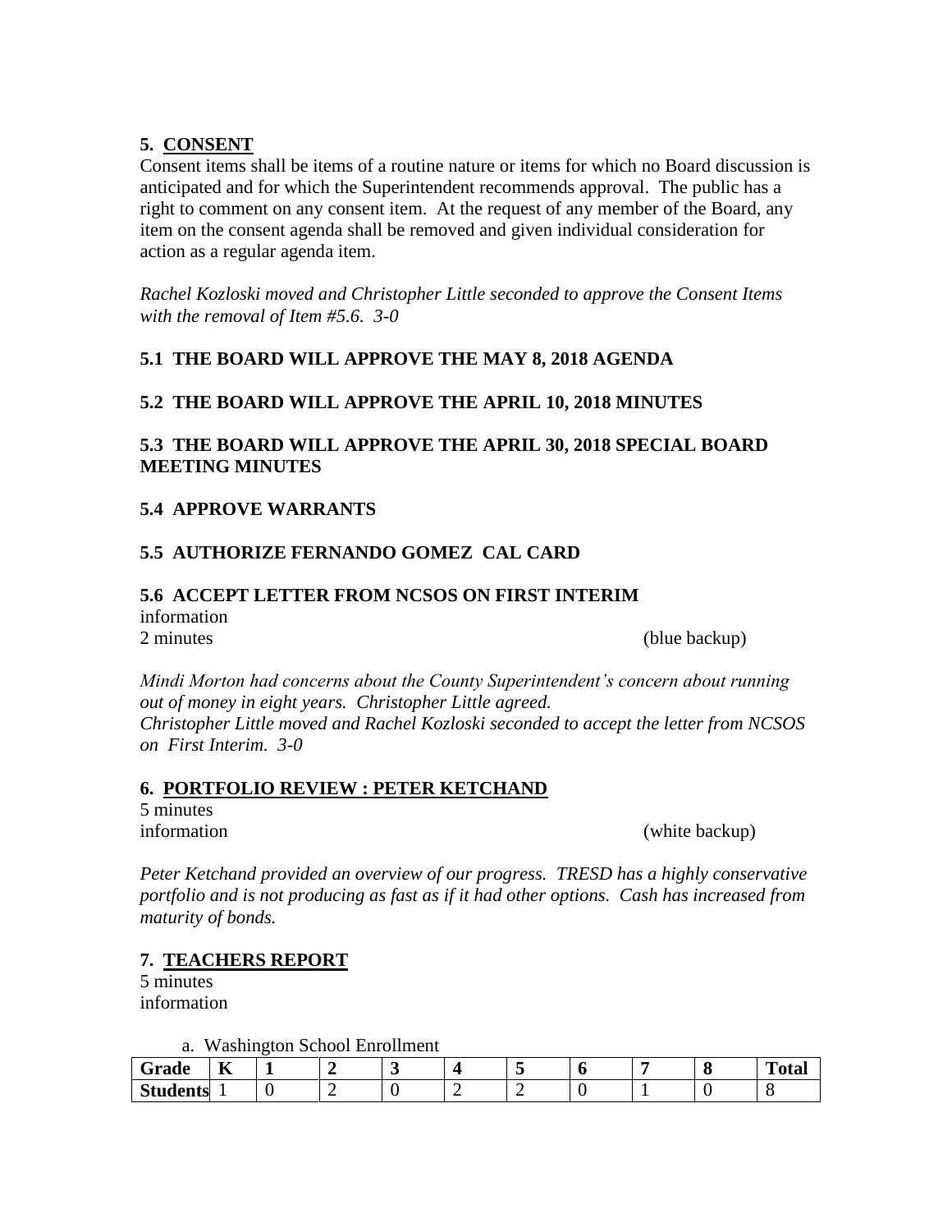## 5. CONSENT

Consent items shall be items of a routine nature or items for which no Board discussion is anticipated and for which the Superintendent recommends approval. The public has a right to comment on any consent item. At the request of any member of the Board, any item on the consent agenda shall be removed and given individual consideration for action as a regular agenda item.

*Rachel Kozloski moved and Christopher Little seconded to approve the Consent Items with the removal of Item #5.6. 3-0*

### 5.1 THE BOARD WILL APPROVE THE MAY 8, 2018 AGENDA

### 5.2 THE BOARD WILL APPROVE THE APRIL 10, 2018 MINUTES

### 5.3 THE BOARD WILL APPROVE THE APRIL 30, 2018 SPECIAL BOARD MEETING MINUTES

### 5.4 APPROVE WARRANTS

### 5.5 AUTHORIZE FERNANDO GOMEZ CAL CARD

### 5.6 ACCEPT LETTER FROM NCSOS ON FIRST INTERIM

information
2 minutes (blue backup)

*Mindi Morton had concerns about the County Superintendent's concern about running out of money in eight years. Christopher Little agreed.*
*Christopher Little moved and Rachel Kozloski seconded to accept the letter from NCSOS on First Interim. 3-0*

## 6. PORTFOLIO REVIEW : PETER KETCHAND

5 minutes
information (white backup)

*Peter Ketchand provided an overview of our progress. TRESD has a highly conservative portfolio and is not producing as fast as if it had other options. Cash has increased from maturity of bonds.*

## 7. TEACHERS REPORT

5 minutes
information

a. Washington School Enrollment

| Grade | K | 1 | 2 | 3 | 4 | 5 | 6 | 7 | 8 | Total |
|---|---|---|---|---|---|---|---|---|---|---|
| Students | 1 | 0 | 2 | 0 | 2 | 2 | 0 | 1 | 0 | 8 |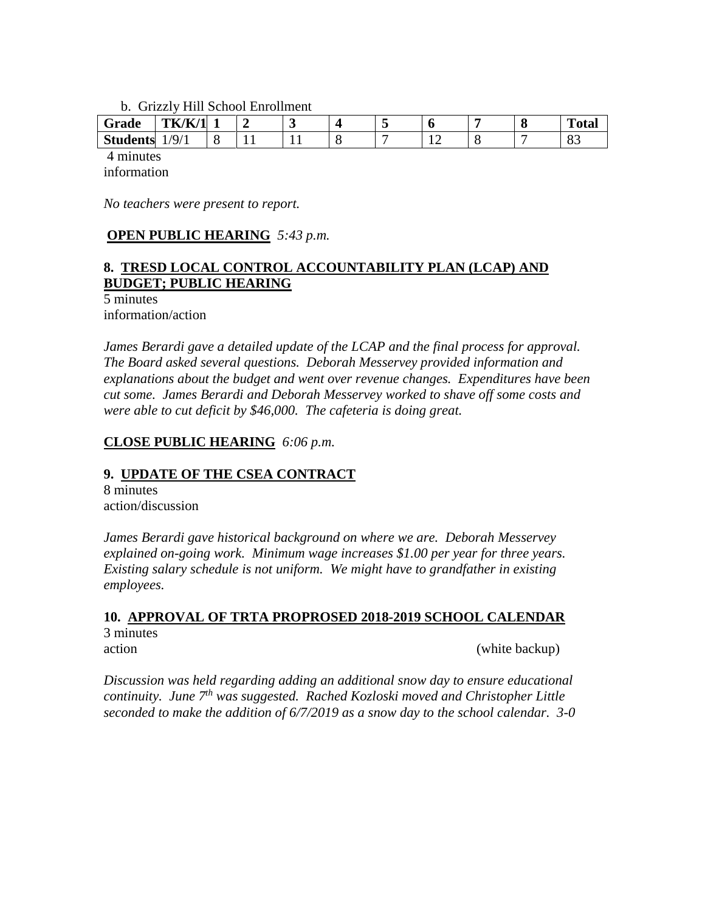b. Grizzly Hill School Enrollment

| Grade | TK/K/1 | 1 | 2 | 3 | 4 | 5 | 6 | 7 | 8 | Total |
|---|---|---|---|---|---|---|---|---|---|---|
| Students | 1/9/1 | 8 | 11 | 11 | 8 | 7 | 12 | 8 | 7 | 83 |

4 minutes
information

*No teachers were present to report.*

**OPEN PUBLIC HEARING** *5:43 p.m.*

## 8. TRESD LOCAL CONTROL ACCOUNTABILITY PLAN (LCAP) AND BUDGET; PUBLIC HEARING

5 minutes
information/action

*James Berardi gave a detailed update of the LCAP and the final process for approval. The Board asked several questions. Deborah Messervey provided information and explanations about the budget and went over revenue changes. Expenditures have been cut some. James Berardi and Deborah Messervey worked to shave off some costs and were able to cut deficit by $46,000. The cafeteria is doing great.*

**CLOSE PUBLIC HEARING** *6:06 p.m.*

## 9. UPDATE OF THE CSEA CONTRACT

8 minutes
action/discussion

*James Berardi gave historical background on where we are. Deborah Messervey explained on-going work. Minimum wage increases $1.00 per year for three years. Existing salary schedule is not uniform. We might have to grandfather in existing employees.*

## 10. APPROVAL OF TRTA PROPROSED 2018-2019 SCHOOL CALENDAR

3 minutes
action (white backup)

*Discussion was held regarding adding an additional snow day to ensure educational continuity. June 7th was suggested. Rached Kozloski moved and Christopher Little seconded to make the addition of 6/7/2019 as a snow day to the school calendar. 3-0*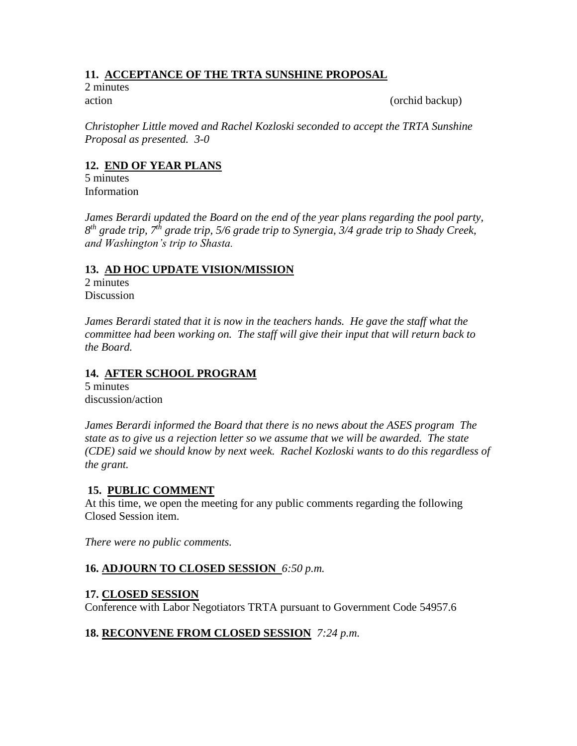**11. <u>ACCEPTANCE OF THE TRTA SUNSHINE PROPOSAL</u>**
2 minutes
action (orchid backup)

*Christopher Little moved and Rachel Kozloski seconded to accept the TRTA Sunshine Proposal as presented. 3-0*

**12. <u>END OF YEAR PLANS</u>**
5 minutes
Information

*James Berardi updated the Board on the end of the year plans regarding the pool party, 8th grade trip, 7th grade trip, 5/6 grade trip to Synergia, 3/4 grade trip to Shady Creek, and Washington's trip to Shasta.*

**13. <u>AD HOC UPDATE VISION/MISSION</u>**
2 minutes
Discussion

*James Berardi stated that it is now in the teachers hands. He gave the staff what the committee had been working on. The staff will give their input that will return back to the Board.*

**14. <u>AFTER SCHOOL PROGRAM</u>**
5 minutes
discussion/action

*James Berardi informed the Board that there is no news about the ASES program The state as to give us a rejection letter so we assume that we will be awarded. The state (CDE) said we should know by next week. Rachel Kozloski wants to do this regardless of the grant.*

**15. <u>PUBLIC COMMENT</u>**
At this time, we open the meeting for any public comments regarding the following Closed Session item.

*There were no public comments.*

**16. <u>ADJOURN TO CLOSED SESSION</u>** *6:50 p.m.*

**17. <u>CLOSED SESSION</u>**
Conference with Labor Negotiators TRTA pursuant to Government Code 54957.6

**18. <u>RECONVENE FROM CLOSED SESSION</u>** *7:24 p.m.*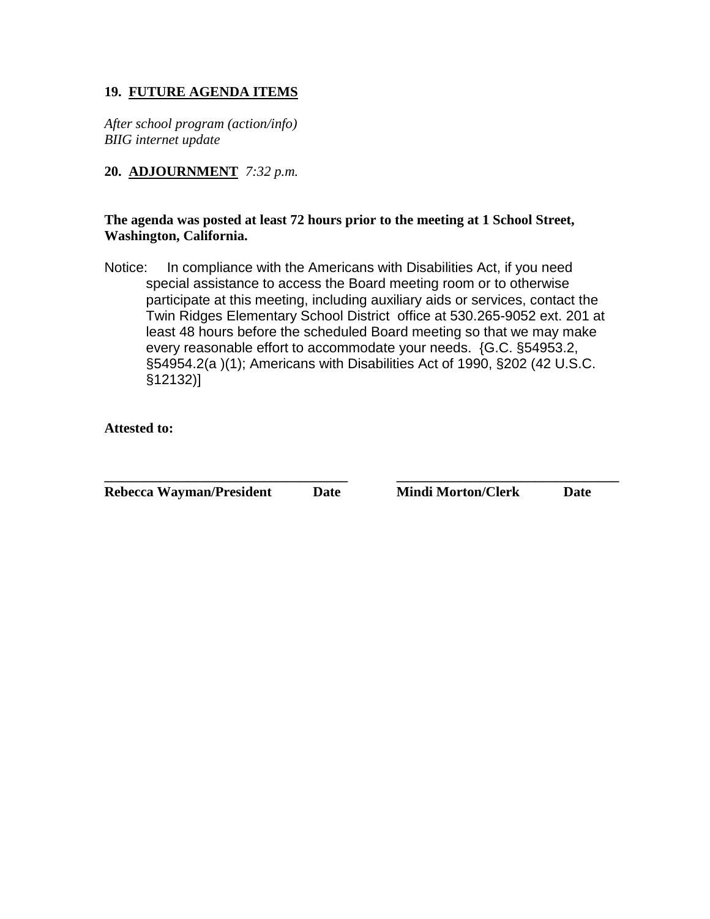**19. <u>FUTURE AGENDA ITEMS</u>**

*After school program (action/info)*
*BIIG internet update*

**20. <u>ADJOURNMENT</u>** *7:32 p.m.*

**The agenda was posted at least 72 hours prior to the meeting at 1 School Street, Washington, California.**

Notice: In compliance with the Americans with Disabilities Act, if you need special assistance to access the Board meeting room or to otherwise participate at this meeting, including auxiliary aids or services, contact the Twin Ridges Elementary School District office at 530.265-9052 ext. 201 at least 48 hours before the scheduled Board meeting so that we may make every reasonable effort to accommodate your needs. {G.C. §54953.2, §54954.2(a )(1); Americans with Disabilities Act of 1990, §202 (42 U.S.C. §12132)]

**Attested to:**

\_\_\_\_\_\_\_\_\_\_\_\_\_\_\_\_\_\_\_\_\_\_\_\_\_\_\_\_\_\_\_\_\_\_ \_\_\_\_\_\_\_\_\_\_\_\_\_\_\_\_\_\_\_\_\_\_\_\_\_\_\_\_\_\_\_\_\_\_

**Rebecca Wayman/President Date** **Mindi Morton/Clerk Date**